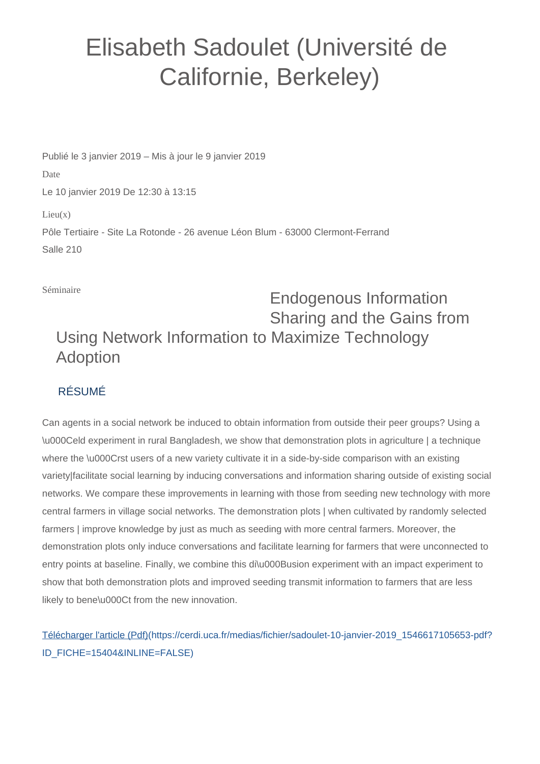# Elisabeth Sadoulet (Université de Californie, Berkeley)

Publié le 3 janvier 2019 – Mis à jour le 9 janvier 2019

Date

Le 10 janvier 2019 De 12:30 à 13:15

Lieu(x)

Pôle Tertiaire - Site La Rotonde - 26 avenue Léon Blum - 63000 Clermont-Ferrand

Salle 210

Séminaire

## Endogenous Information Sharing and the Gains from Using Network Information to Maximize Technology Adoption

### RÉSUMÉ

Can agents in a social network be induced to obtain information from outside their peer groups? Using a \u000Celd experiment in rural Bangladesh, we show that demonstration plots in agriculture | a technique where the \u000Crst users of a new variety cultivate it in a side-by-side comparison with an existing variety|facilitate social learning by inducing conversations and information sharing outside of existing social networks. We compare these improvements in learning with those from seeding new technology with more central farmers in village social networks. The demonstration plots | when cultivated by randomly selected farmers | improve knowledge by just as much as seeding with more central farmers. Moreover, the demonstration plots only induce conversations and facilitate learning for farmers that were unconnected to entry points at baseline. Finally, we combine this di\u000Busion experiment with an impact experiment to show that both demonstration plots and improved seeding transmit information to farmers that are less likely to bene\u000Ct from the new innovation.

[Télécharger l'article (Pdf)](https://cerdi.uca.fr/medias/fichier/sadoulet-10-janvier-2019_1546617105653-pdf?ID_FICHE=15404&INLINE=FALSE)(https://cerdi.uca.fr/medias/fichier/sadoulet-10-janvier-2019_1546617105653-pdf?ID_FICHE=15404&INLINE=FALSE)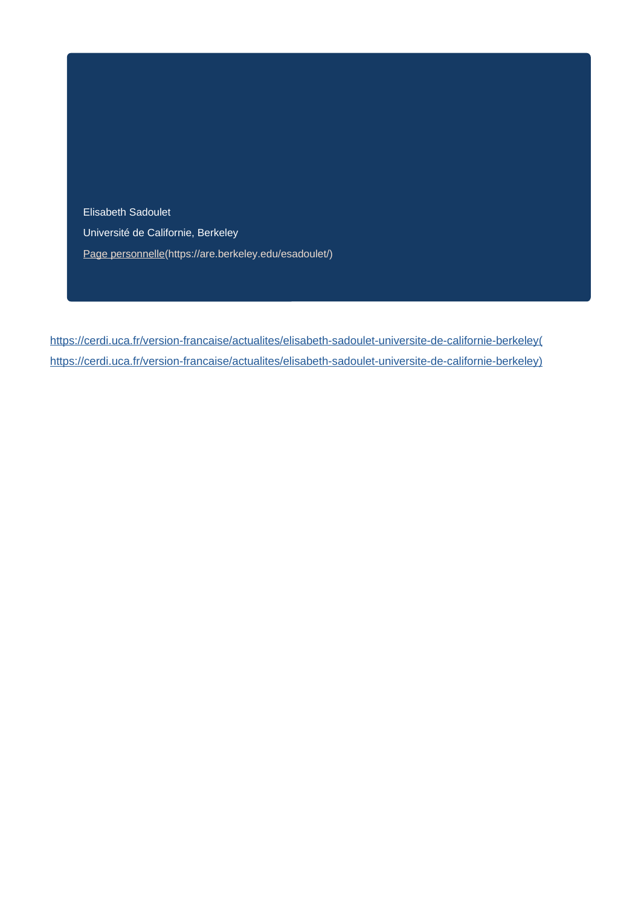Elisabeth Sadoulet

Université de Californie, Berkeley

Page personnelle(https://are.berkeley.edu/esadoulet/)

https://cerdi.uca.fr/version-francaise/actualites/elisabeth-sadoulet-universite-de-californie-berkeley(
https://cerdi.uca.fr/version-francaise/actualites/elisabeth-sadoulet-universite-de-californie-berkeley)